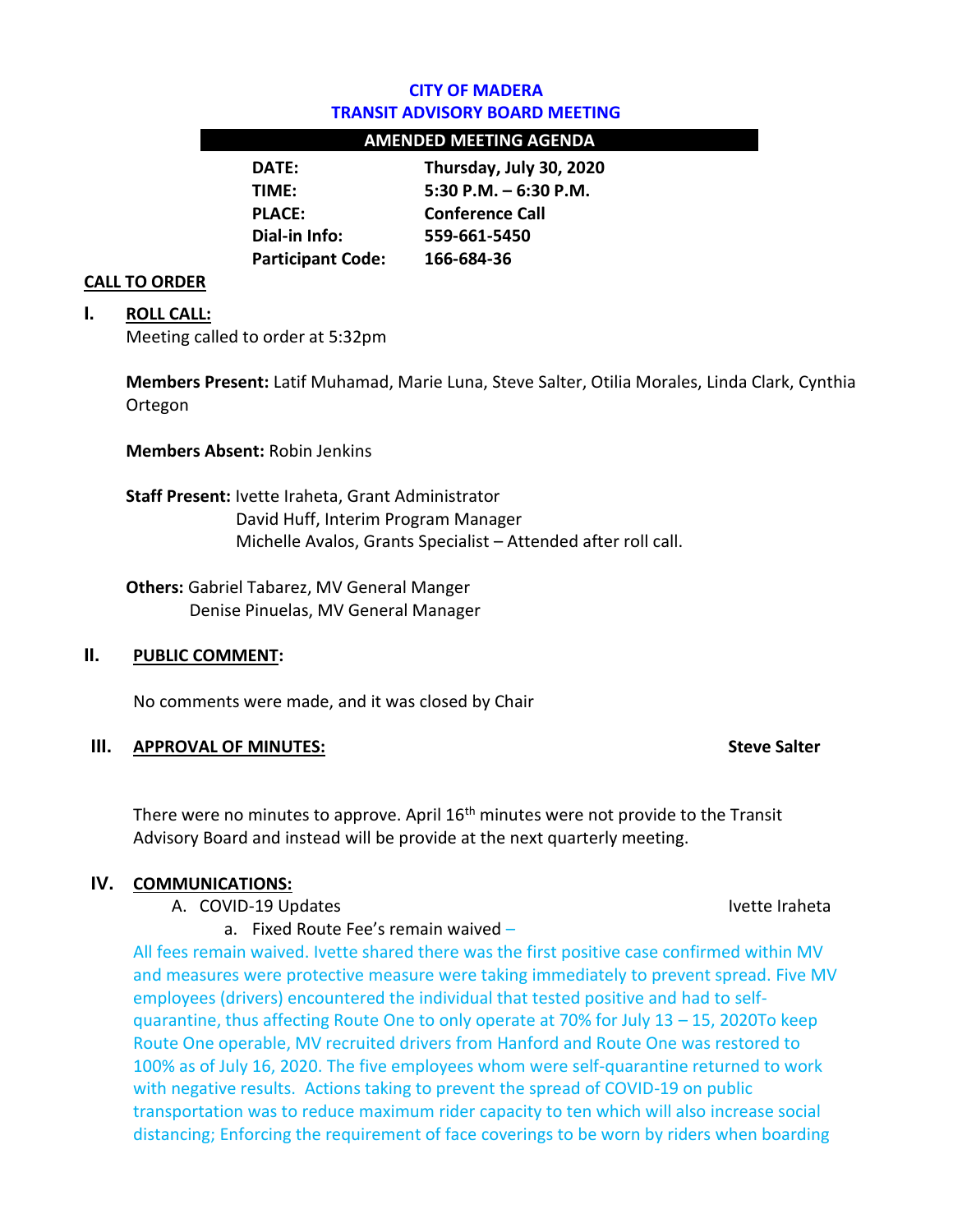**CITY OF MADERA**
**TRANSIT ADVISORY BOARD MEETING**

**AMENDED MEETING AGENDA**

| | |
|---|---|
| **DATE:** | **Thursday, July 30, 2020** |
| **TIME:** | **5:30 P.M. – 6:30 P.M.** |
| **PLACE:** | **Conference Call** |
| **Dial-in Info:** | **559-661-5450** |
| **Participant Code:** | **166-684-36** |

**CALL TO ORDER**

## I. ROLL CALL:

Meeting called to order at 5:32pm

**Members Present:** Latif Muhamad, Marie Luna, Steve Salter, Otilia Morales, Linda Clark, Cynthia Ortegon

**Members Absent:** Robin Jenkins

**Staff Present:** Ivette Iraheta, Grant Administrator
David Huff, Interim Program Manager
Michelle Avalos, Grants Specialist – Attended after roll call.

**Others:** Gabriel Tabarez, MV General Manger
Denise Pinuelas, MV General Manager

## II. PUBLIC COMMENT:

No comments were made, and it was closed by Chair

## III. APPROVAL OF MINUTES: **Steve Salter**

There were no minutes to approve. April 16th minutes were not provide to the Transit Advisory Board and instead will be provide at the next quarterly meeting.

## IV. COMMUNICATIONS:

A. COVID-19 Updates — Ivette Iraheta

a. Fixed Route Fee's remain waived –

All fees remain waived. Ivette shared there was the first positive case confirmed within MV and measures were protective measure were taking immediately to prevent spread. Five MV employees (drivers) encountered the individual that tested positive and had to self-quarantine, thus affecting Route One to only operate at 70% for July 13 – 15, 2020To keep Route One operable, MV recruited drivers from Hanford and Route One was restored to 100% as of July 16, 2020. The five employees whom were self-quarantine returned to work with negative results. Actions taking to prevent the spread of COVID-19 on public transportation was to reduce maximum rider capacity to ten which will also increase social distancing; Enforcing the requirement of face coverings to be worn by riders when boarding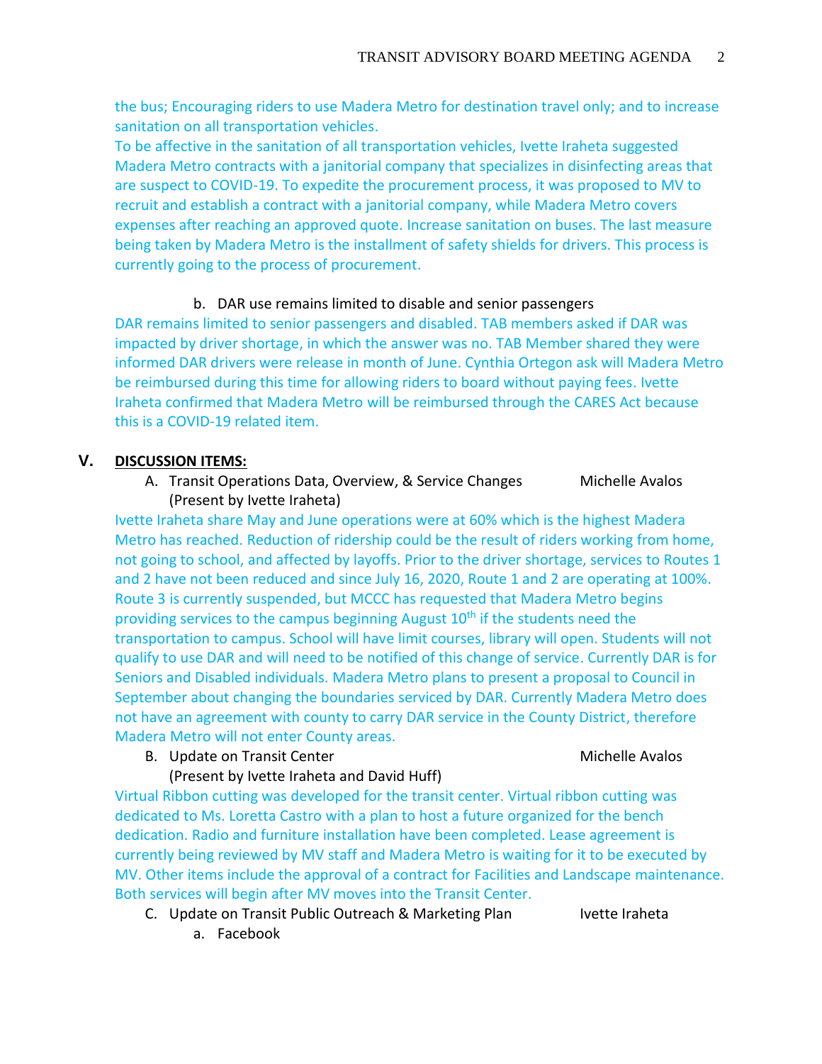the bus; Encouraging riders to use Madera Metro for destination travel only; and to increase sanitation on all transportation vehicles.
To be affective in the sanitation of all transportation vehicles, Ivette Iraheta suggested Madera Metro contracts with a janitorial company that specializes in disinfecting areas that are suspect to COVID-19. To expedite the procurement process, it was proposed to MV to recruit and establish a contract with a janitorial company, while Madera Metro covers expenses after reaching an approved quote. Increase sanitation on buses. The last measure being taken by Madera Metro is the installment of safety shields for drivers. This process is currently going to the process of procurement.

b. DAR use remains limited to disable and senior passengers

DAR remains limited to senior passengers and disabled. TAB members asked if DAR was impacted by driver shortage, in which the answer was no. TAB Member shared they were informed DAR drivers were release in month of June. Cynthia Ortegon ask will Madera Metro be reimbursed during this time for allowing riders to board without paying fees. Ivette Iraheta confirmed that Madera Metro will be reimbursed through the CARES Act because this is a COVID-19 related item.

## V. DISCUSSION ITEMS:

A. Transit Operations Data, Overview, & Service Changes — Michelle Avalos
(Present by Ivette Iraheta)

Ivette Iraheta share May and June operations were at 60% which is the highest Madera Metro has reached. Reduction of ridership could be the result of riders working from home, not going to school, and affected by layoffs. Prior to the driver shortage, services to Routes 1 and 2 have not been reduced and since July 16, 2020, Route 1 and 2 are operating at 100%. Route 3 is currently suspended, but MCCC has requested that Madera Metro begins providing services to the campus beginning August 10th if the students need the transportation to campus. School will have limit courses, library will open. Students will not qualify to use DAR and will need to be notified of this change of service. Currently DAR is for Seniors and Disabled individuals. Madera Metro plans to present a proposal to Council in September about changing the boundaries serviced by DAR. Currently Madera Metro does not have an agreement with county to carry DAR service in the County District, therefore Madera Metro will not enter County areas.

B. Update on Transit Center — Michelle Avalos
(Present by Ivette Iraheta and David Huff)

Virtual Ribbon cutting was developed for the transit center. Virtual ribbon cutting was dedicated to Ms. Loretta Castro with a plan to host a future organized for the bench dedication. Radio and furniture installation have been completed. Lease agreement is currently being reviewed by MV staff and Madera Metro is waiting for it to be executed by MV. Other items include the approval of a contract for Facilities and Landscape maintenance. Both services will begin after MV moves into the Transit Center.

C. Update on Transit Public Outreach & Marketing Plan — Ivette Iraheta

a. Facebook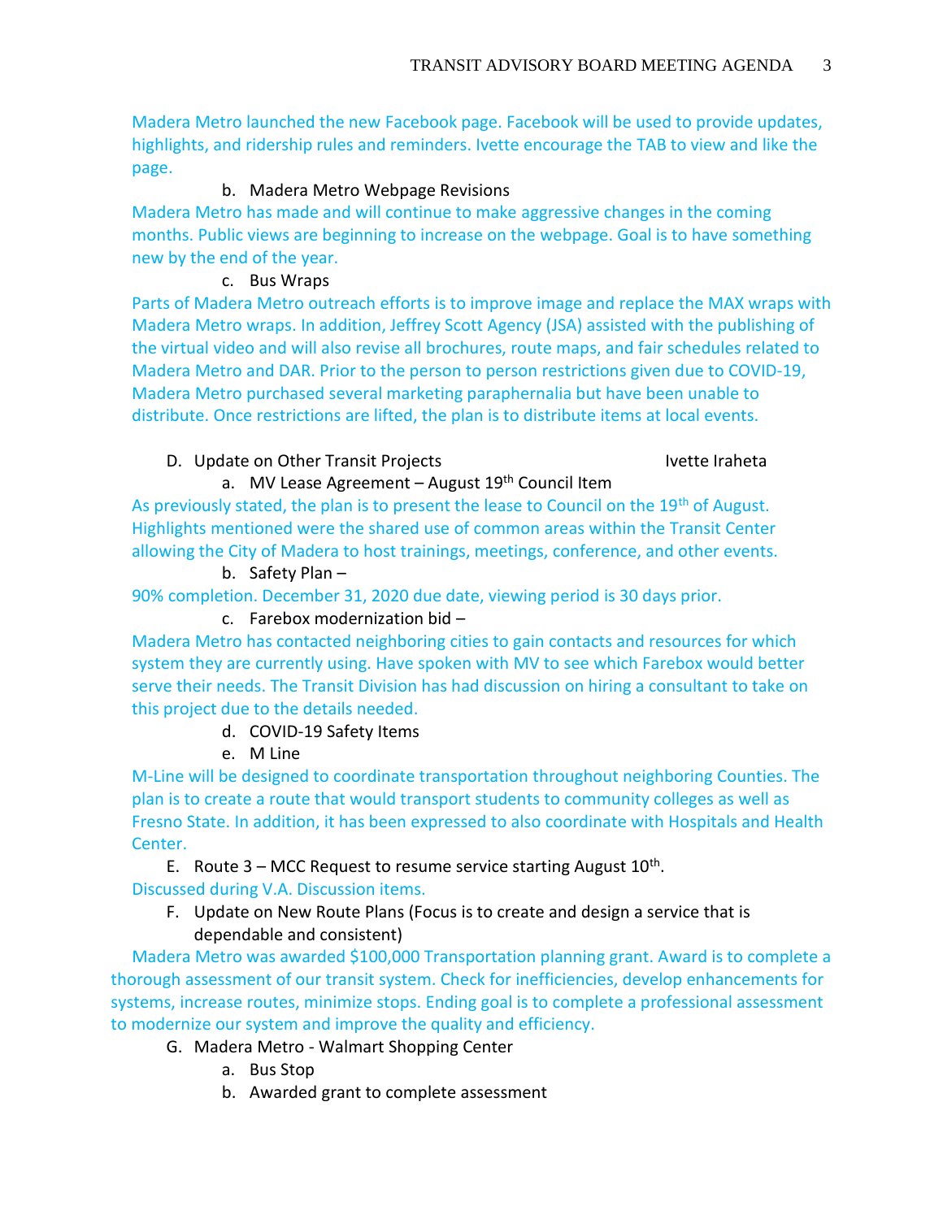Madera Metro launched the new Facebook page. Facebook will be used to provide updates, highlights, and ridership rules and reminders. Ivette encourage the TAB to view and like the page.

b. Madera Metro Webpage Revisions

Madera Metro has made and will continue to make aggressive changes in the coming months. Public views are beginning to increase on the webpage. Goal is to have something new by the end of the year.

c. Bus Wraps

Parts of Madera Metro outreach efforts is to improve image and replace the MAX wraps with Madera Metro wraps. In addition, Jeffrey Scott Agency (JSA) assisted with the publishing of the virtual video and will also revise all brochures, route maps, and fair schedules related to Madera Metro and DAR. Prior to the person to person restrictions given due to COVID-19, Madera Metro purchased several marketing paraphernalia but have been unable to distribute. Once restrictions are lifted, the plan is to distribute items at local events.

D. Update on Other Transit Projects — Ivette Iraheta

a. MV Lease Agreement – August 19th Council Item

As previously stated, the plan is to present the lease to Council on the 19th of August. Highlights mentioned were the shared use of common areas within the Transit Center allowing the City of Madera to host trainings, meetings, conference, and other events.

b. Safety Plan –

90% completion. December 31, 2020 due date, viewing period is 30 days prior.

c. Farebox modernization bid –

Madera Metro has contacted neighboring cities to gain contacts and resources for which system they are currently using. Have spoken with MV to see which Farebox would better serve their needs. The Transit Division has had discussion on hiring a consultant to take on this project due to the details needed.

d. COVID-19 Safety Items

e. M Line

M-Line will be designed to coordinate transportation throughout neighboring Counties. The plan is to create a route that would transport students to community colleges as well as Fresno State. In addition, it has been expressed to also coordinate with Hospitals and Health Center.

E. Route 3 – MCC Request to resume service starting August 10th.

Discussed during V.A. Discussion items.

F. Update on New Route Plans (Focus is to create and design a service that is dependable and consistent)

Madera Metro was awarded $100,000 Transportation planning grant. Award is to complete a thorough assessment of our transit system. Check for inefficiencies, develop enhancements for systems, increase routes, minimize stops. Ending goal is to complete a professional assessment to modernize our system and improve the quality and efficiency.

G. Madera Metro - Walmart Shopping Center

a. Bus Stop

b. Awarded grant to complete assessment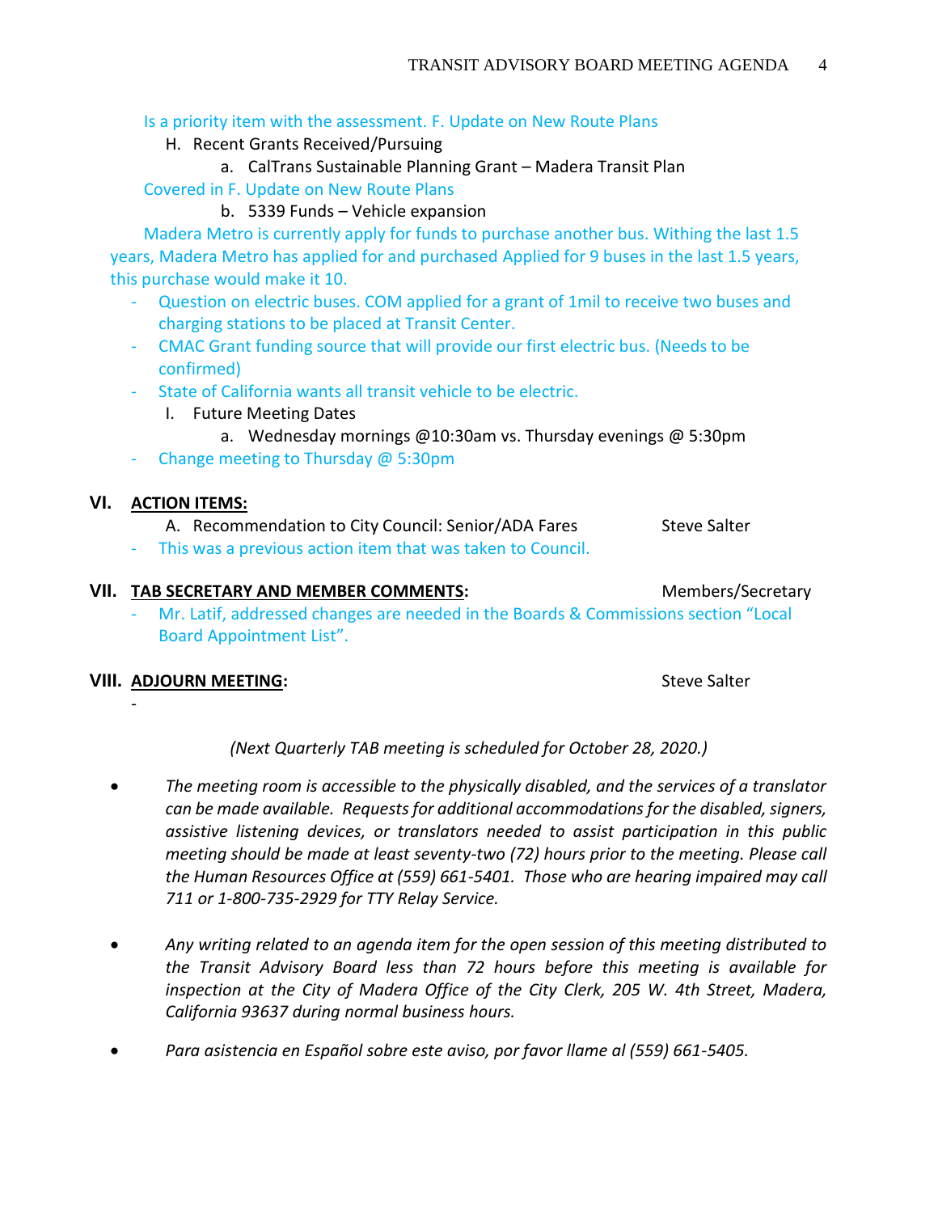Is a priority item with the assessment. F. Update on New Route Plans

H. Recent Grants Received/Pursuing

   a. CalTrans Sustainable Planning Grant – Madera Transit Plan

Covered in F. Update on New Route Plans

   b. 5339 Funds – Vehicle expansion

Madera Metro is currently apply for funds to purchase another bus. Withing the last 1.5 years, Madera Metro has applied for and purchased Applied for 9 buses in the last 1.5 years, this purchase would make it 10.

- Question on electric buses. COM applied for a grant of 1mil to receive two buses and charging stations to be placed at Transit Center.
- CMAC Grant funding source that will provide our first electric bus. (Needs to be confirmed)
- State of California wants all transit vehicle to be electric.

I. Future Meeting Dates

   a. Wednesday mornings @10:30am vs. Thursday evenings @ 5:30pm

- Change meeting to Thursday @ 5:30pm

## VI. ACTION ITEMS:

A. Recommendation to City Council: Senior/ADA Fares — Steve Salter

- This was a previous action item that was taken to Council.

## VII. TAB SECRETARY AND MEMBER COMMENTS: — Members/Secretary

- Mr. Latif, addressed changes are needed in the Boards & Commissions section "Local Board Appointment List".

## VIII. ADJOURN MEETING: — Steve Salter

-

*(Next Quarterly TAB meeting is scheduled for October 28, 2020.)*

- *The meeting room is accessible to the physically disabled, and the services of a translator can be made available. Requests for additional accommodations for the disabled, signers, assistive listening devices, or translators needed to assist participation in this public meeting should be made at least seventy-two (72) hours prior to the meeting. Please call the Human Resources Office at (559) 661-5401. Those who are hearing impaired may call 711 or 1-800-735-2929 for TTY Relay Service.*

- *Any writing related to an agenda item for the open session of this meeting distributed to the Transit Advisory Board less than 72 hours before this meeting is available for inspection at the City of Madera Office of the City Clerk, 205 W. 4th Street, Madera, California 93637 during normal business hours.*

- *Para asistencia en Español sobre este aviso, por favor llame al (559) 661-5405.*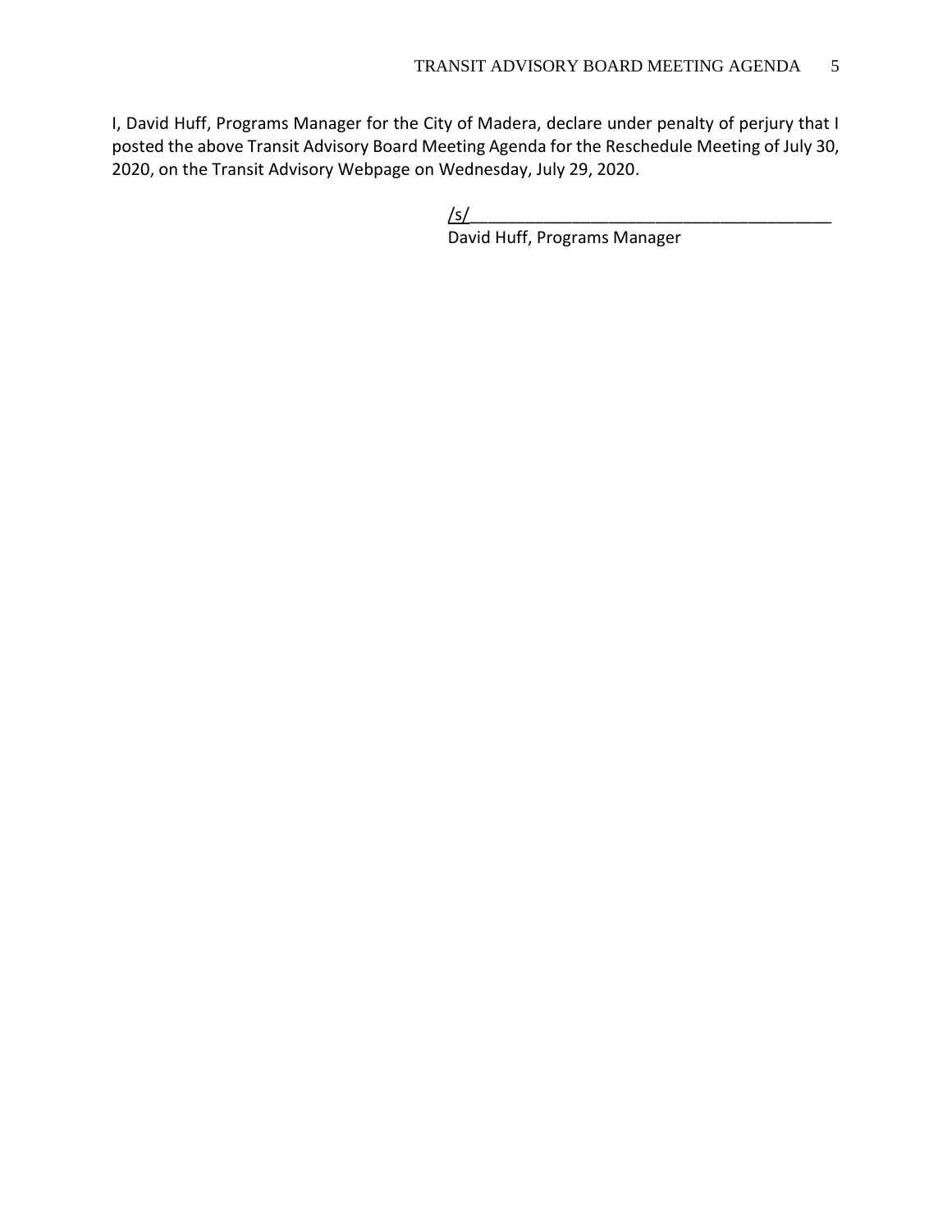I, David Huff, Programs Manager for the City of Madera, declare under penalty of perjury that I posted the above Transit Advisory Board Meeting Agenda for the Reschedule Meeting of July 30, 2020, on the Transit Advisory Webpage on Wednesday, July 29, 2020.

/s/______________________________________

David Huff, Programs Manager